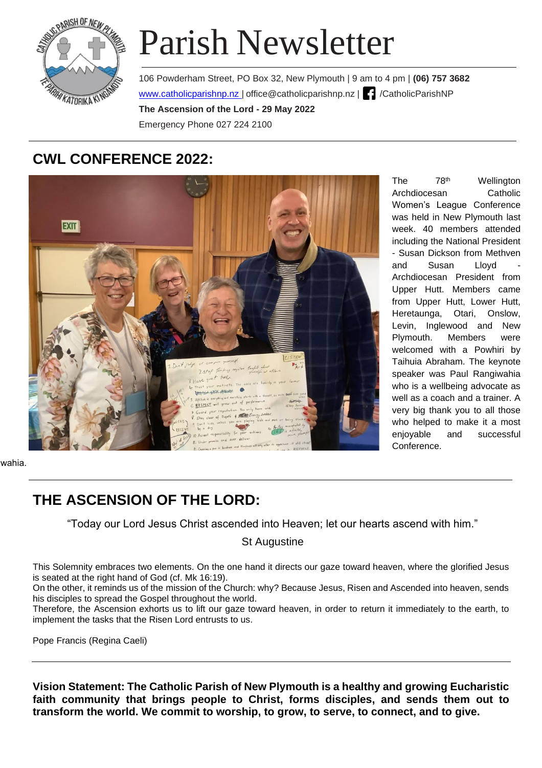# Parish Newsletter

106 Powderham Street, PO Box 32, New Plymouth | 9 am to 4 pm | **(06) 757 3682**

www.catholicparishnp.nz | office@catholicparishnp.nz | /CatholicParishNP

**The Ascension of the Lord - 29 May 2022**

Emergency Phone 027 224 2100

## CWL CONFERENCE 2022:

The 78th Wellington Archdiocesan Catholic Women's League Conference was held in New Plymouth last week. 40 members attended including the National President - Susan Dickson from Methven and Susan Lloyd - Archdiocesan President from Upper Hutt. Members came from Upper Hutt, Lower Hutt, Heretaunga, Otari, Onslow, Levin, Inglewood and New Plymouth. Members were welcomed with a Powhiri by Taihuia Abraham. The keynote speaker was Paul Rangiwahia who is a wellbeing advocate as well as a coach and a trainer. A very big thank you to all those who helped to make it a most enjoyable and successful Conference.

wahia.

## THE ASCENSION OF THE LORD:

"Today our Lord Jesus Christ ascended into Heaven; let our hearts ascend with him."

St Augustine

This Solemnity embraces two elements. On the one hand it directs our gaze toward heaven, where the glorified Jesus is seated at the right hand of God (cf. Mk 16:19).
On the other, it reminds us of the mission of the Church: why? Because Jesus, Risen and Ascended into heaven, sends his disciples to spread the Gospel throughout the world.
Therefore, the Ascension exhorts us to lift our gaze toward heaven, in order to return it immediately to the earth, to implement the tasks that the Risen Lord entrusts to us.

Pope Francis (Regina Caeli)

**Vision Statement: The Catholic Parish of New Plymouth is a healthy and growing Eucharistic faith community that brings people to Christ, forms disciples, and sends them out to transform the world. We commit to worship, to grow, to serve, to connect, and to give.**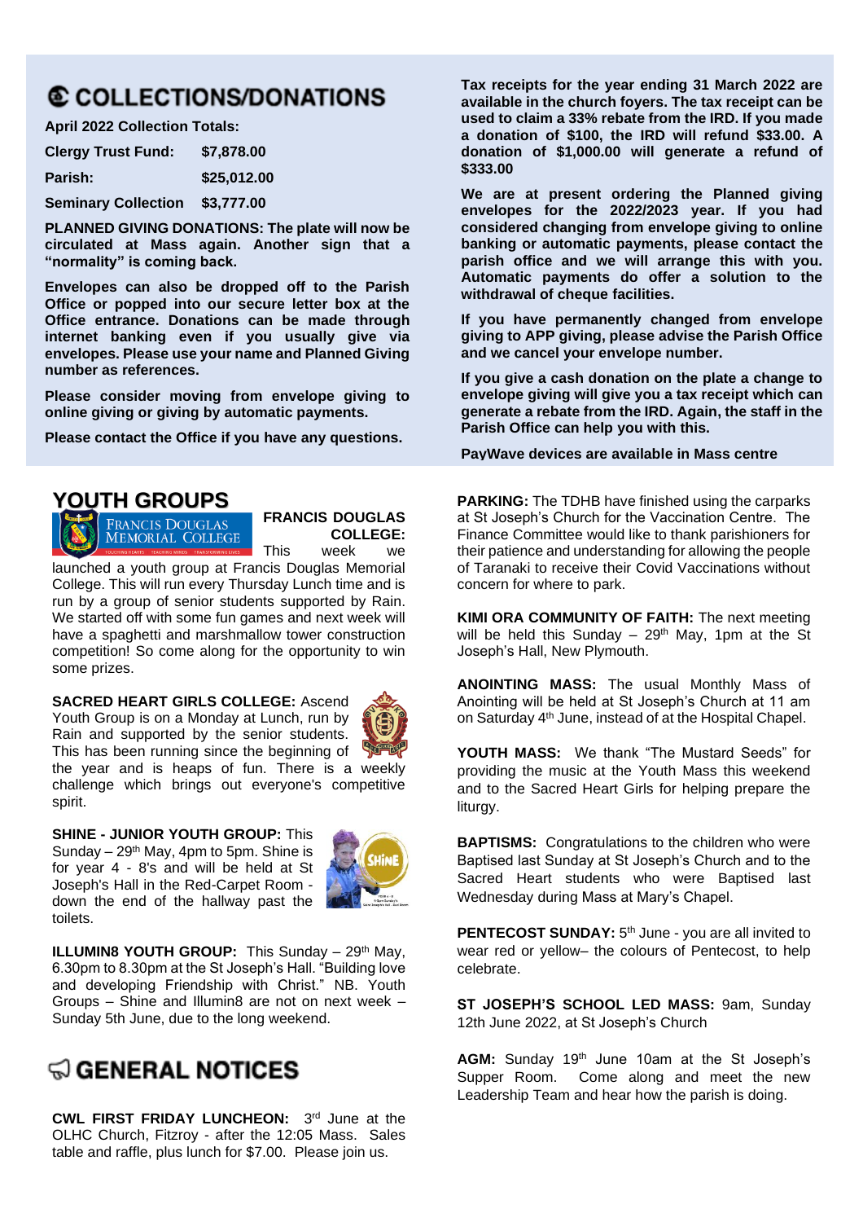## COLLECTIONS/DONATIONS

**April 2022 Collection Totals:**

| | |
|---|---|
| **Clergy Trust Fund:** | **$7,878.00** |
| **Parish:** | **$25,012.00** |
| **Seminary Collection** | **$3,777.00** |

**PLANNED GIVING DONATIONS: The plate will now be circulated at Mass again. Another sign that a "normality" is coming back.**

**Envelopes can also be dropped off to the Parish Office or popped into our secure letter box at the Office entrance. Donations can be made through internet banking even if you usually give via envelopes. Please use your name and Planned Giving number as references.**

**Please consider moving from envelope giving to online giving or giving by automatic payments.**

**Please contact the Office if you have any questions.**

**Tax receipts for the year ending 31 March 2022 are available in the church foyers. The tax receipt can be used to claim a 33% rebate from the IRD. If you made a donation of $100, the IRD will refund $33.00. A donation of $1,000.00 will generate a refund of $333.00**

**We are at present ordering the Planned giving envelopes for the 2022/2023 year. If you had considered changing from envelope giving to online banking or automatic payments, please contact the parish office and we will arrange this with you. Automatic payments do offer a solution to the withdrawal of cheque facilities.**

**If you have permanently changed from envelope giving to APP giving, please advise the Parish Office and we cancel your envelope number.**

**If you give a cash donation on the plate a change to envelope giving will give you a tax receipt which can generate a rebate from the IRD. Again, the staff in the Parish Office can help you with this.**

**PayWave devices are available in Mass centre**

## YOUTH GROUPS

**FRANCIS DOUGLAS COLLEGE:** This week we launched a youth group at Francis Douglas Memorial College. This will run every Thursday Lunch time and is run by a group of senior students supported by Rain. We started off with some fun games and next week will have a spaghetti and marshmallow tower construction competition! So come along for the opportunity to win some prizes.

**SACRED HEART GIRLS COLLEGE:** Ascend Youth Group is on a Monday at Lunch, run by Rain and supported by the senior students. This has been running since the beginning of the year and is heaps of fun. There is a weekly challenge which brings out everyone's competitive spirit.

**SHINE - JUNIOR YOUTH GROUP:** This Sunday – 29th May, 4pm to 5pm. Shine is for year 4 - 8's and will be held at St Joseph's Hall in the Red-Carpet Room - down the end of the hallway past the toilets.

**ILLUMIN8 YOUTH GROUP:** This Sunday – 29th May, 6.30pm to 8.30pm at the St Joseph's Hall. "Building love and developing Friendship with Christ." NB. Youth Groups – Shine and Illumin8 are not on next week – Sunday 5th June, due to the long weekend.

## GENERAL NOTICES

**CWL FIRST FRIDAY LUNCHEON:** 3rd June at the OLHC Church, Fitzroy - after the 12:05 Mass. Sales table and raffle, plus lunch for $7.00. Please join us.

**PARKING:** The TDHB have finished using the carparks at St Joseph's Church for the Vaccination Centre. The Finance Committee would like to thank parishioners for their patience and understanding for allowing the people of Taranaki to receive their Covid Vaccinations without concern for where to park.

**KIMI ORA COMMUNITY OF FAITH:** The next meeting will be held this Sunday – 29th May, 1pm at the St Joseph's Hall, New Plymouth.

**ANOINTING MASS:** The usual Monthly Mass of Anointing will be held at St Joseph's Church at 11 am on Saturday 4th June, instead of at the Hospital Chapel.

**YOUTH MASS:** We thank "The Mustard Seeds" for providing the music at the Youth Mass this weekend and to the Sacred Heart Girls for helping prepare the liturgy.

**BAPTISMS:** Congratulations to the children who were Baptised last Sunday at St Joseph's Church and to the Sacred Heart students who were Baptised last Wednesday during Mass at Mary's Chapel.

**PENTECOST SUNDAY:** 5th June - you are all invited to wear red or yellow– the colours of Pentecost, to help celebrate.

**ST JOSEPH'S SCHOOL LED MASS:** 9am, Sunday 12th June 2022, at St Joseph's Church

**AGM:** Sunday 19th June 10am at the St Joseph's Supper Room. Come along and meet the new Leadership Team and hear how the parish is doing.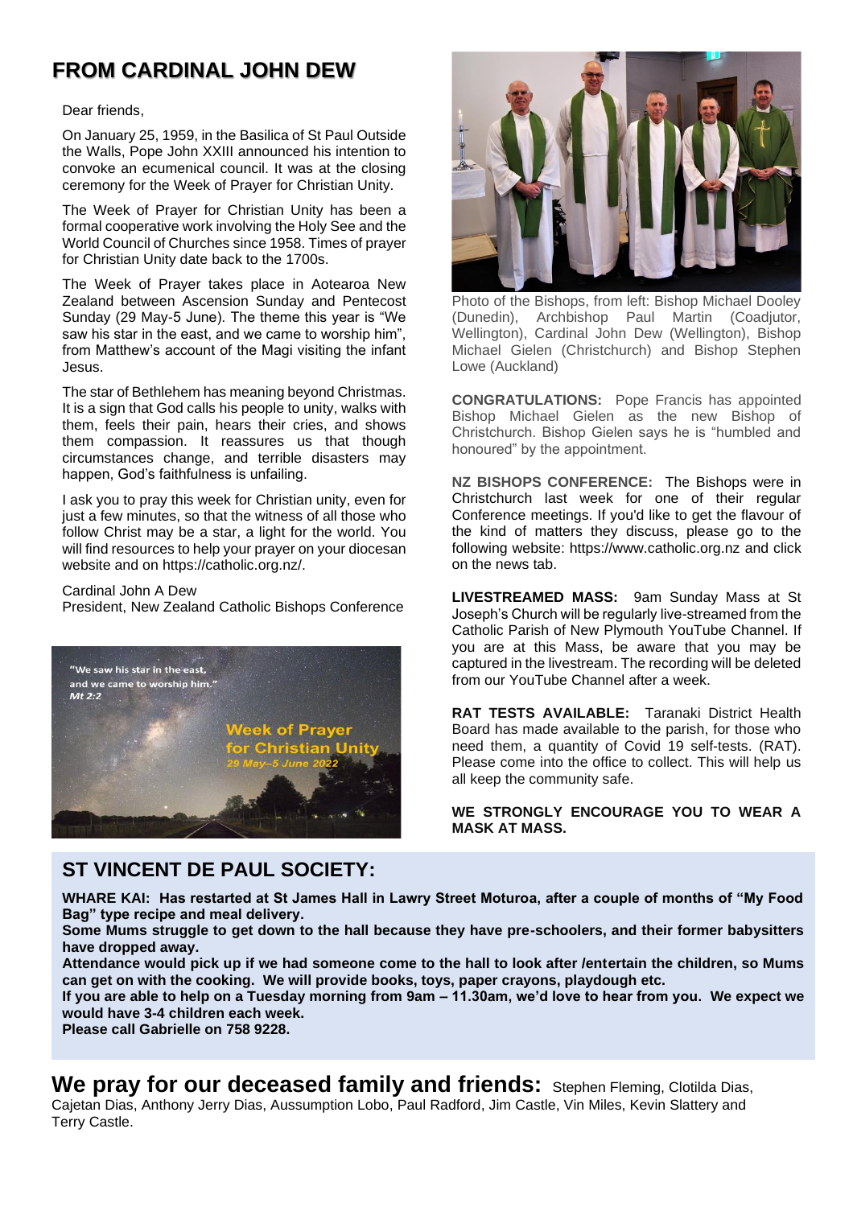## FROM CARDINAL JOHN DEW

Dear friends,

On January 25, 1959, in the Basilica of St Paul Outside the Walls, Pope John XXIII announced his intention to convoke an ecumenical council. It was at the closing ceremony for the Week of Prayer for Christian Unity.

The Week of Prayer for Christian Unity has been a formal cooperative work involving the Holy See and the World Council of Churches since 1958. Times of prayer for Christian Unity date back to the 1700s.

The Week of Prayer takes place in Aotearoa New Zealand between Ascension Sunday and Pentecost Sunday (29 May-5 June). The theme this year is "We saw his star in the east, and we came to worship him", from Matthew's account of the Magi visiting the infant Jesus.

The star of Bethlehem has meaning beyond Christmas. It is a sign that God calls his people to unity, walks with them, feels their pain, hears their cries, and shows them compassion. It reassures us that though circumstances change, and terrible disasters may happen, God's faithfulness is unfailing.

I ask you to pray this week for Christian unity, even for just a few minutes, so that the witness of all those who follow Christ may be a star, a light for the world. You will find resources to help your prayer on your diocesan website and on https://catholic.org.nz/.

Cardinal John A Dew
President, New Zealand Catholic Bishops Conference

"We saw his star in the east, and we came to worship him." *Mt 2:2*

**Week of Prayer for Christian Unity**
*29 May–5 June 2022*

Photo of the Bishops, from left: Bishop Michael Dooley (Dunedin), Archbishop Paul Martin (Coadjutor, Wellington), Cardinal John Dew (Wellington), Bishop Michael Gielen (Christchurch) and Bishop Stephen Lowe (Auckland)

**CONGRATULATIONS:** Pope Francis has appointed Bishop Michael Gielen as the new Bishop of Christchurch. Bishop Gielen says he is "humbled and honoured" by the appointment.

**NZ BISHOPS CONFERENCE:** The Bishops were in Christchurch last week for one of their regular Conference meetings. If you'd like to get the flavour of the kind of matters they discuss, please go to the following website: https://www.catholic.org.nz and click on the news tab.

**LIVESTREAMED MASS:** 9am Sunday Mass at St Joseph's Church will be regularly live-streamed from the Catholic Parish of New Plymouth YouTube Channel. If you are at this Mass, be aware that you may be captured in the livestream. The recording will be deleted from our YouTube Channel after a week.

**RAT TESTS AVAILABLE:** Taranaki District Health Board has made available to the parish, for those who need them, a quantity of Covid 19 self-tests. (RAT). Please come into the office to collect. This will help us all keep the community safe.

**WE STRONGLY ENCOURAGE YOU TO WEAR A MASK AT MASS.**

## ST VINCENT DE PAUL SOCIETY:

**WHARE KAI: Has restarted at St James Hall in Lawry Street Moturoa, after a couple of months of "My Food Bag" type recipe and meal delivery.**
**Some Mums struggle to get down to the hall because they have pre-schoolers, and their former babysitters have dropped away.**
**Attendance would pick up if we had someone come to the hall to look after /entertain the children, so Mums can get on with the cooking. We will provide books, toys, paper crayons, playdough etc.**
**If you are able to help on a Tuesday morning from 9am – 11.30am, we'd love to hear from you. We expect we would have 3-4 children each week.**
**Please call Gabrielle on 758 9228.**

## We pray for our deceased family and friends:

Stephen Fleming, Clotilda Dias, Cajetan Dias, Anthony Jerry Dias, Aussumption Lobo, Paul Radford, Jim Castle, Vin Miles, Kevin Slattery and Terry Castle.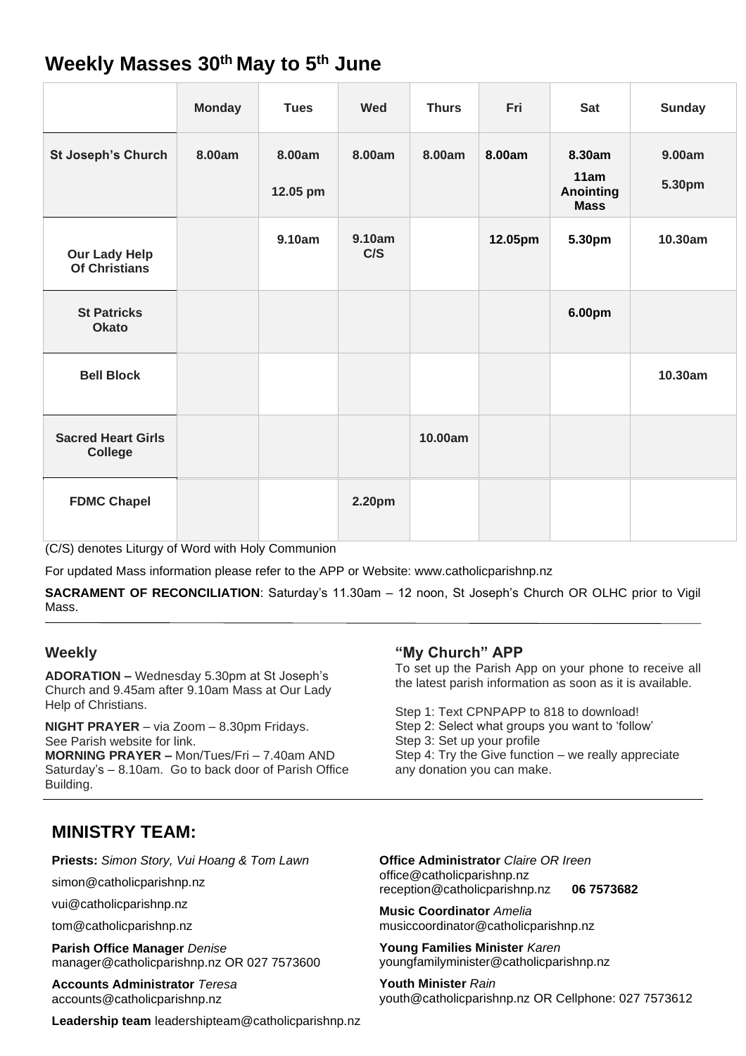## Weekly Masses 30th May to 5th June

| | Monday | Tues | Wed | Thurs | Fri | Sat | Sunday |
|---|---|---|---|---|---|---|---|
| **St Joseph's Church** | **8.00am** | **8.00am** **12.05 pm** | **8.00am** | **8.00am** | **8.00am** | **8.30am** **11am Anointing Mass** | **9.00am** **5.30pm** |
| **Our Lady Help Of Christians** | | **9.10am** | **9.10am C/S** | | **12.05pm** | **5.30pm** | **10.30am** |
| **St Patricks Okato** | | | | | | **6.00pm** | |
| **Bell Block** | | | | | | | **10.30am** |
| **Sacred Heart Girls College** | | | | **10.00am** | | | |
| **FDMC Chapel** | | | **2.20pm** | | | | |

(C/S) denotes Liturgy of Word with Holy Communion

For updated Mass information please refer to the APP or Website: www.catholicparishnp.nz

**SACRAMENT OF RECONCILIATION**: Saturday's 11.30am – 12 noon, St Joseph's Church OR OLHC prior to Vigil Mass.

### Weekly

**ADORATION –** Wednesday 5.30pm at St Joseph's Church and 9.45am after 9.10am Mass at Our Lady Help of Christians.

**NIGHT PRAYER** – via Zoom – 8.30pm Fridays. See Parish website for link.
**MORNING PRAYER –** Mon/Tues/Fri – 7.40am AND Saturday's – 8.10am. Go to back door of Parish Office Building.

### "My Church" APP

To set up the Parish App on your phone to receive all the latest parish information as soon as it is available.

Step 1: Text CPNPAPP to 818 to download!
Step 2: Select what groups you want to 'follow'
Step 3: Set up your profile
Step 4: Try the Give function – we really appreciate any donation you can make.

## MINISTRY TEAM:

**Priests:** *Simon Story, Vui Hoang & Tom Lawn*

simon@catholicparishnp.nz

vui@catholicparishnp.nz

tom@catholicparishnp.nz

**Parish Office Manager** *Denise*
manager@catholicparishnp.nz OR 027 7573600

**Accounts Administrator** *Teresa*
accounts@catholicparishnp.nz

**Leadership team** leadershipteam@catholicparishnp.nz

**Office Administrator** *Claire OR Ireen*
office@catholicparishnp.nz
reception@catholicparishnp.nz **06 7573682**

**Music Coordinator** *Amelia*
musiccoordinator@catholicparishnp.nz

**Young Families Minister** *Karen*
youngfamilyminister@catholicparishnp.nz

**Youth Minister** *Rain*
youth@catholicparishnp.nz OR Cellphone: 027 7573612